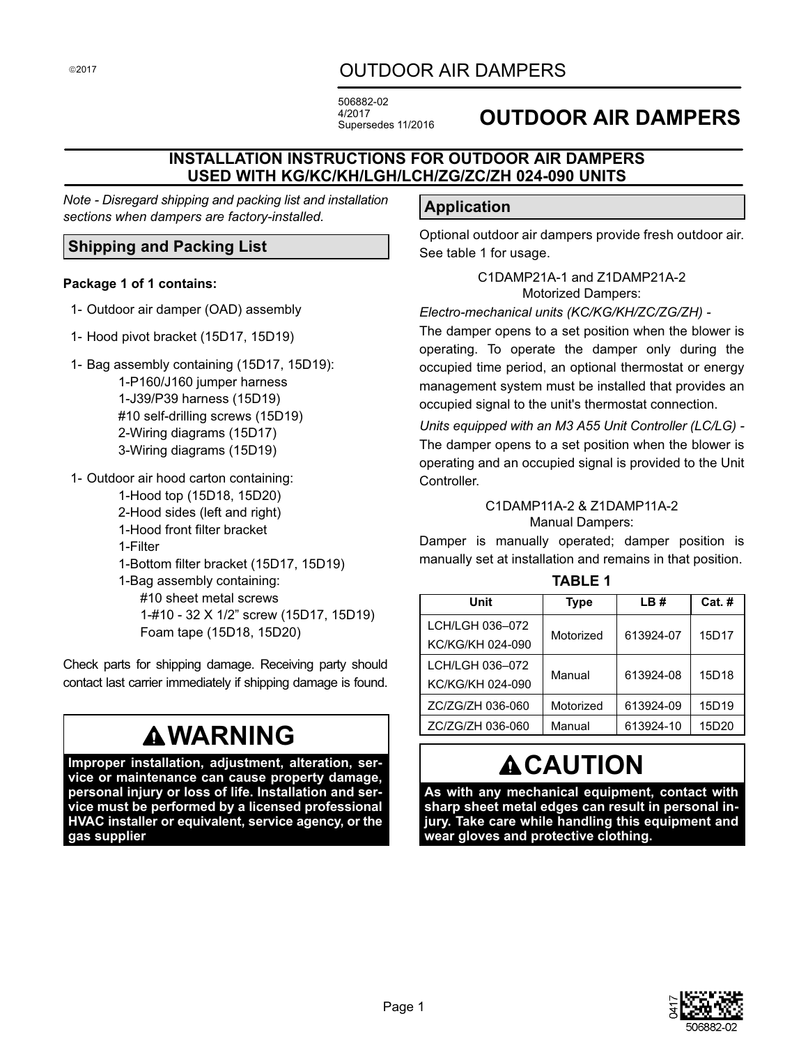©2017

# OUTDOOR AIR DAMPERS

506882-02
4/2017
Supersedes 11/2016

## OUTDOOR AIR DAMPERS

### INSTALLATION INSTRUCTIONS FOR OUTDOOR AIR DAMPERS USED WITH KG/KC/KH/LGH/LCH/ZG/ZC/ZH 024-090 UNITS

*Note - Disregard shipping and packing list and installation sections when dampers are factory-installed.*

### Shipping and Packing List

**Package 1 of 1 contains:**

- 1- Outdoor air damper (OAD) assembly
- 1- Hood pivot bracket (15D17, 15D19)
- 1- Bag assembly containing (15D17, 15D19):
  - 1-P160/J160 jumper harness
  - 1-J39/P39 harness (15D19)
  - #10 self-drilling screws (15D19)
  - 2-Wiring diagrams (15D17)
  - 3-Wiring diagrams (15D19)
- 1- Outdoor air hood carton containing:
  - 1-Hood top (15D18, 15D20)
  - 2-Hood sides (left and right)
  - 1-Hood front filter bracket
  - 1-Filter
  - 1-Bottom filter bracket (15D17, 15D19)
  - 1-Bag assembly containing:
    - #10 sheet metal screws
    - 1-#10 - 32 X 1/2" screw (15D17, 15D19)
    - Foam tape (15D18, 15D20)

Check parts for shipping damage. Receiving party should contact last carrier immediately if shipping damage is found.

## ⚠WARNING

**Improper installation, adjustment, alteration, service or maintenance can cause property damage, personal injury or loss of life. Installation and service must be performed by a licensed professional HVAC installer or equivalent, service agency, or the gas supplier**

### Application

Optional outdoor air dampers provide fresh outdoor air. See table 1 for usage.

C1DAMP21A-1 and Z1DAMP21A-2
Motorized Dampers:

*Electro-mechanical units (KC/KG/KH/ZC/ZG/ZH) -*
The damper opens to a set position when the blower is operating. To operate the damper only during the occupied time period, an optional thermostat or energy management system must be installed that provides an occupied signal to the unit's thermostat connection.

*Units equipped with an M3 A55 Unit Controller (LC/LG) -*
The damper opens to a set position when the blower is operating and an occupied signal is provided to the Unit Controller.

C1DAMP11A-2 & Z1DAMP11A-2
Manual Dampers:

Damper is manually operated; damper position is manually set at installation and remains in that position.

**TABLE 1**

| Unit | Type | LB # | Cat. # |
|---|---|---|---|
| LCH/LGH 036–072<br>KC/KG/KH 024-090 | Motorized | 613924-07 | 15D17 |
| LCH/LGH 036–072<br>KC/KG/KH 024-090 | Manual | 613924-08 | 15D18 |
| ZC/ZG/ZH 036-060 | Motorized | 613924-09 | 15D19 |
| ZC/ZG/ZH 036-060 | Manual | 613924-10 | 15D20 |

## ⚠CAUTION

**As with any mechanical equipment, contact with sharp sheet metal edges can result in personal injury. Take care while handling this equipment and wear gloves and protective clothing.**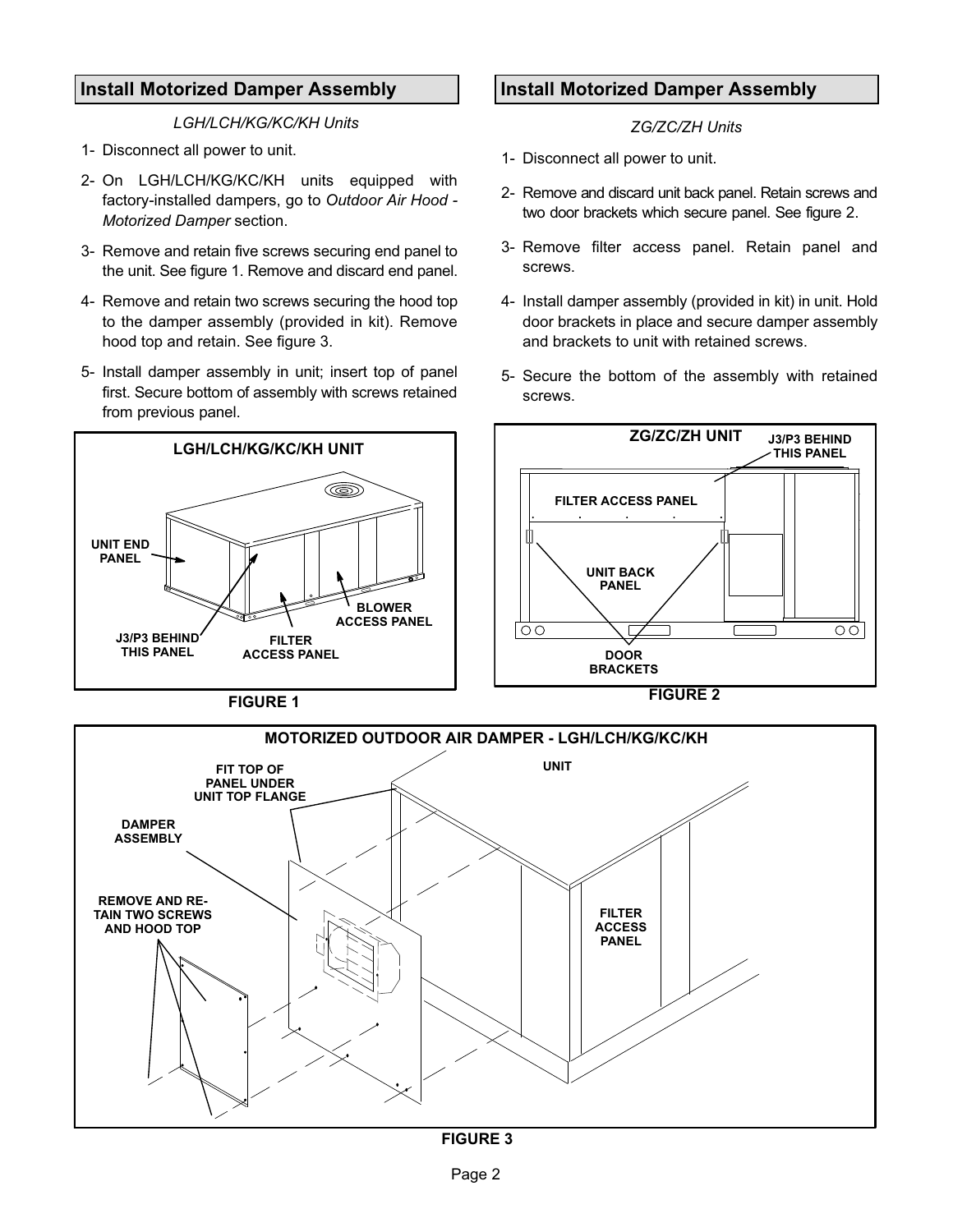## Install Motorized Damper Assembly

*LGH/LCH/KG/KC/KH Units*

1- Disconnect all power to unit.

2- On LGH/LCH/KG/KC/KH units equipped with factory-installed dampers, go to *Outdoor Air Hood - Motorized Damper* section.

3- Remove and retain five screws securing end panel to the unit. See figure 1. Remove and discard end panel.

4- Remove and retain two screws securing the hood top to the damper assembly (provided in kit). Remove hood top and retain. See figure 3.

5- Install damper assembly in unit; insert top of panel first. Secure bottom of assembly with screws retained from previous panel.

LGH/LCH/KG/KC/KH UNIT

UNIT END PANEL

J3/P3 BEHIND THIS PANEL

FILTER ACCESS PANEL

BLOWER ACCESS PANEL

FIGURE 1

## Install Motorized Damper Assembly

*ZG/ZC/ZH Units*

1- Disconnect all power to unit.

2- Remove and discard unit back panel. Retain screws and two door brackets which secure panel. See figure 2.

3- Remove filter access panel. Retain panel and screws.

4- Install damper assembly (provided in kit) in unit. Hold door brackets in place and secure damper assembly and brackets to unit with retained screws.

5- Secure the bottom of the assembly with retained screws.

ZG/ZC/ZH UNIT

J3/P3 BEHIND THIS PANEL

FILTER ACCESS PANEL

UNIT BACK PANEL

DOOR BRACKETS

FIGURE 2

MOTORIZED OUTDOOR AIR DAMPER - LGH/LCH/KG/KC/KH

FIT TOP OF PANEL UNDER UNIT TOP FLANGE

UNIT

DAMPER ASSEMBLY

REMOVE AND RETAIN TWO SCREWS AND HOOD TOP

FILTER ACCESS PANEL

FIGURE 3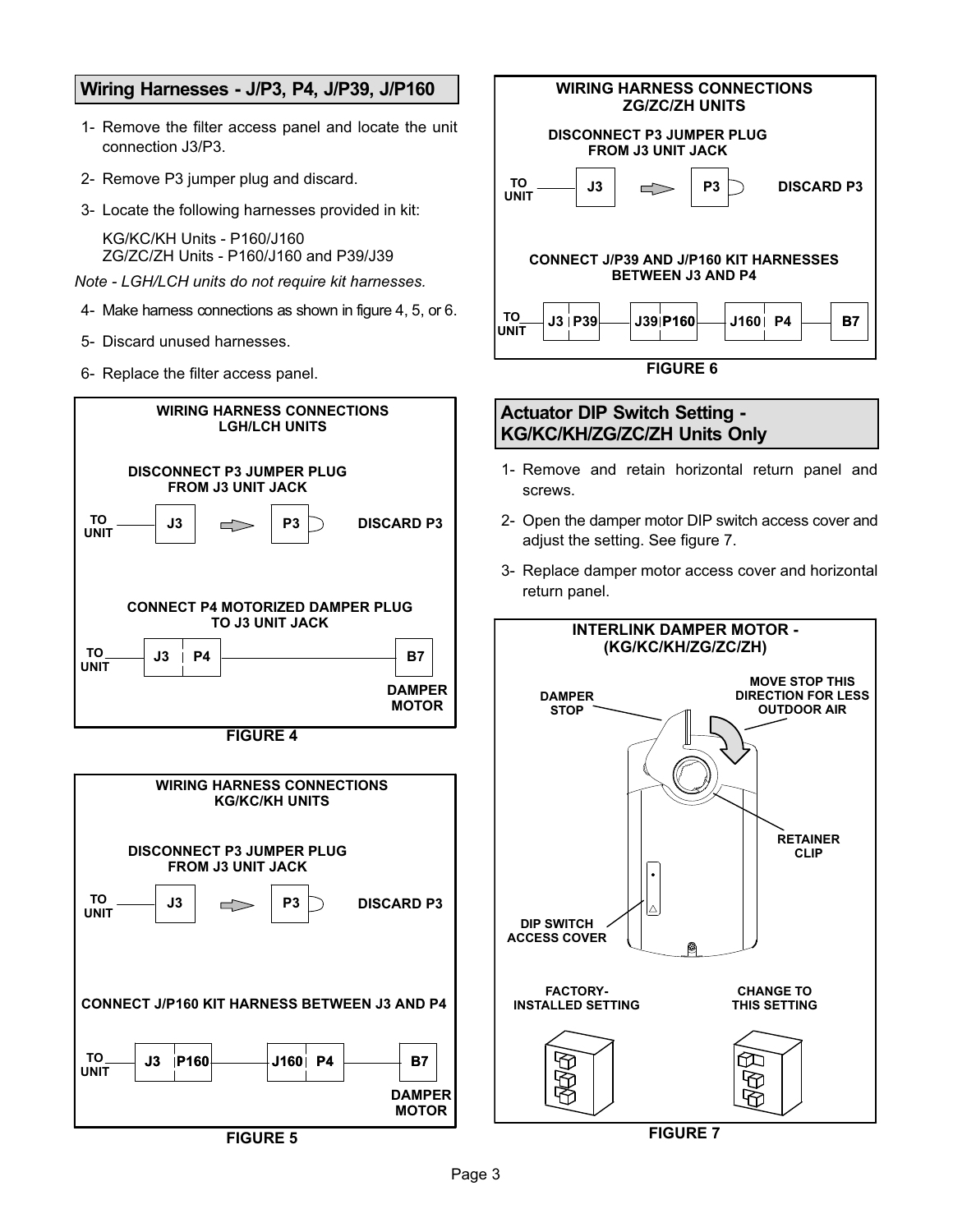## Wiring Harnesses - J/P3, P4, J/P39, J/P160

1- Remove the filter access panel and locate the unit connection J3/P3.

2- Remove P3 jumper plug and discard.

3- Locate the following harnesses provided in kit:

KG/KC/KH Units - P160/J160
ZG/ZC/ZH Units - P160/J160 and P39/J39

*Note - LGH/LCH units do not require kit harnesses.*

4- Make harness connections as shown in figure 4, 5, or 6.

5- Discard unused harnesses.

6- Replace the filter access panel.

**WIRING HARNESS CONNECTIONS LGH/LCH UNITS**

DISCONNECT P3 JUMPER PLUG FROM J3 UNIT JACK

TO UNIT — J3 → P3 DISCARD P3

CONNECT P4 MOTORIZED DAMPER PLUG TO J3 UNIT JACK

TO UNIT — J3 | P4 — B7 DAMPER MOTOR

FIGURE 4

**WIRING HARNESS CONNECTIONS KG/KC/KH UNITS**

DISCONNECT P3 JUMPER PLUG FROM J3 UNIT JACK

TO UNIT — J3 → P3 DISCARD P3

CONNECT J/P160 KIT HARNESS BETWEEN J3 AND P4

TO UNIT — J3 | P160 — J160 | P4 — B7 DAMPER MOTOR

FIGURE 5

**WIRING HARNESS CONNECTIONS ZG/ZC/ZH UNITS**

DISCONNECT P3 JUMPER PLUG FROM J3 UNIT JACK

TO UNIT — J3 → P3 DISCARD P3

CONNECT J/P39 AND J/P160 KIT HARNESSES BETWEEN J3 AND P4

TO UNIT — J3 | P39 — J39 | P160 — J160 | P4 — B7

FIGURE 6

## Actuator DIP Switch Setting - KG/KC/KH/ZG/ZC/ZH Units Only

1- Remove and retain horizontal return panel and screws.

2- Open the damper motor DIP switch access cover and adjust the setting. See figure 7.

3- Replace damper motor access cover and horizontal return panel.

**INTERLINK DAMPER MOTOR - (KG/KC/KH/ZG/ZC/ZH)**

DAMPER STOP

MOVE STOP THIS DIRECTION FOR LESS OUTDOOR AIR

RETAINER CLIP

DIP SWITCH ACCESS COVER

FACTORY-INSTALLED SETTING

CHANGE TO THIS SETTING

FIGURE 7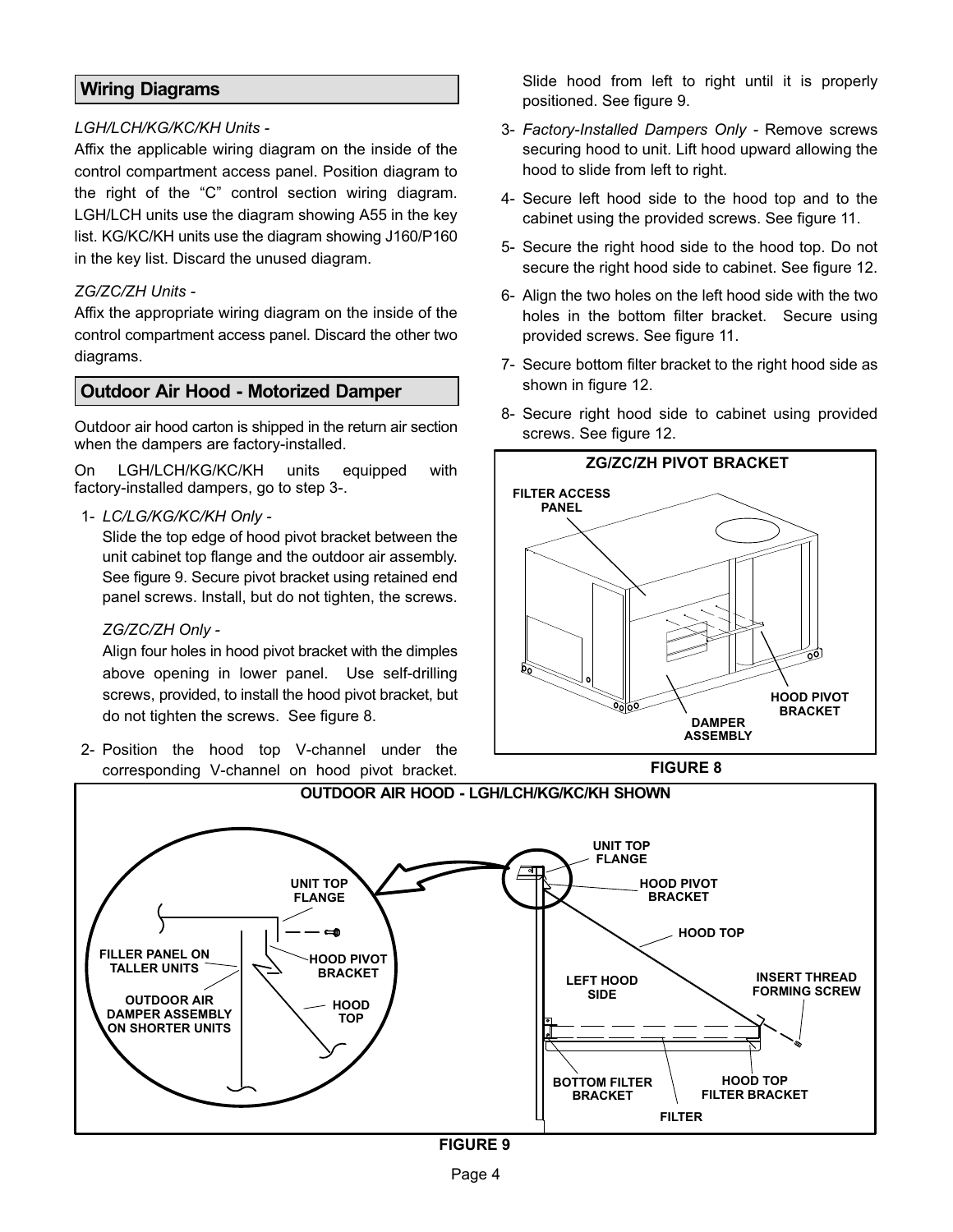## Wiring Diagrams

*LGH/LCH/KG/KC/KH Units -*

Affix the applicable wiring diagram on the inside of the control compartment access panel. Position diagram to the right of the "C" control section wiring diagram. LGH/LCH units use the diagram showing A55 in the key list. KG/KC/KH units use the diagram showing J160/P160 in the key list. Discard the unused diagram.

*ZG/ZC/ZH Units -*

Affix the appropriate wiring diagram on the inside of the control compartment access panel. Discard the other two diagrams.

## Outdoor Air Hood - Motorized Damper

Outdoor air hood carton is shipped in the return air section when the dampers are factory-installed.

On LGH/LCH/KG/KC/KH units equipped with factory-installed dampers, go to step 3-.

1- *LC/LG/KG/KC/KH Only -*

   Slide the top edge of hood pivot bracket between the unit cabinet top flange and the outdoor air assembly. See figure 9. Secure pivot bracket using retained end panel screws. Install, but do not tighten, the screws.

   *ZG/ZC/ZH Only -*

   Align four holes in hood pivot bracket with the dimples above opening in lower panel. Use self-drilling screws, provided, to install the hood pivot bracket, but do not tighten the screws. See figure 8.

2- Position the hood top V-channel under the corresponding V-channel on hood pivot bracket. Slide hood from left to right until it is properly positioned. See figure 9.

3- *Factory-Installed Dampers Only* - Remove screws securing hood to unit. Lift hood upward allowing the hood to slide from left to right.

4- Secure left hood side to the hood top and to the cabinet using the provided screws. See figure 11.

5- Secure the right hood side to the hood top. Do not secure the right hood side to cabinet. See figure 12.

6- Align the two holes on the left hood side with the two holes in the bottom filter bracket. Secure using provided screws. See figure 11.

7- Secure bottom filter bracket to the right hood side as shown in figure 12.

8- Secure right hood side to cabinet using provided screws. See figure 12.

ZG/ZC/ZH PIVOT BRACKET

FILTER ACCESS PANEL

HOOD PIVOT BRACKET

DAMPER ASSEMBLY

FIGURE 8

OUTDOOR AIR HOOD - LGH/LCH/KG/KC/KH SHOWN

UNIT TOP FLANGE

FILLER PANEL ON TALLER UNITS

OUTDOOR AIR DAMPER ASSEMBLY ON SHORTER UNITS

HOOD PIVOT BRACKET

HOOD TOP

LEFT HOOD SIDE

INSERT THREAD FORMING SCREW

BOTTOM FILTER BRACKET

HOOD TOP FILTER BRACKET

FILTER

FIGURE 9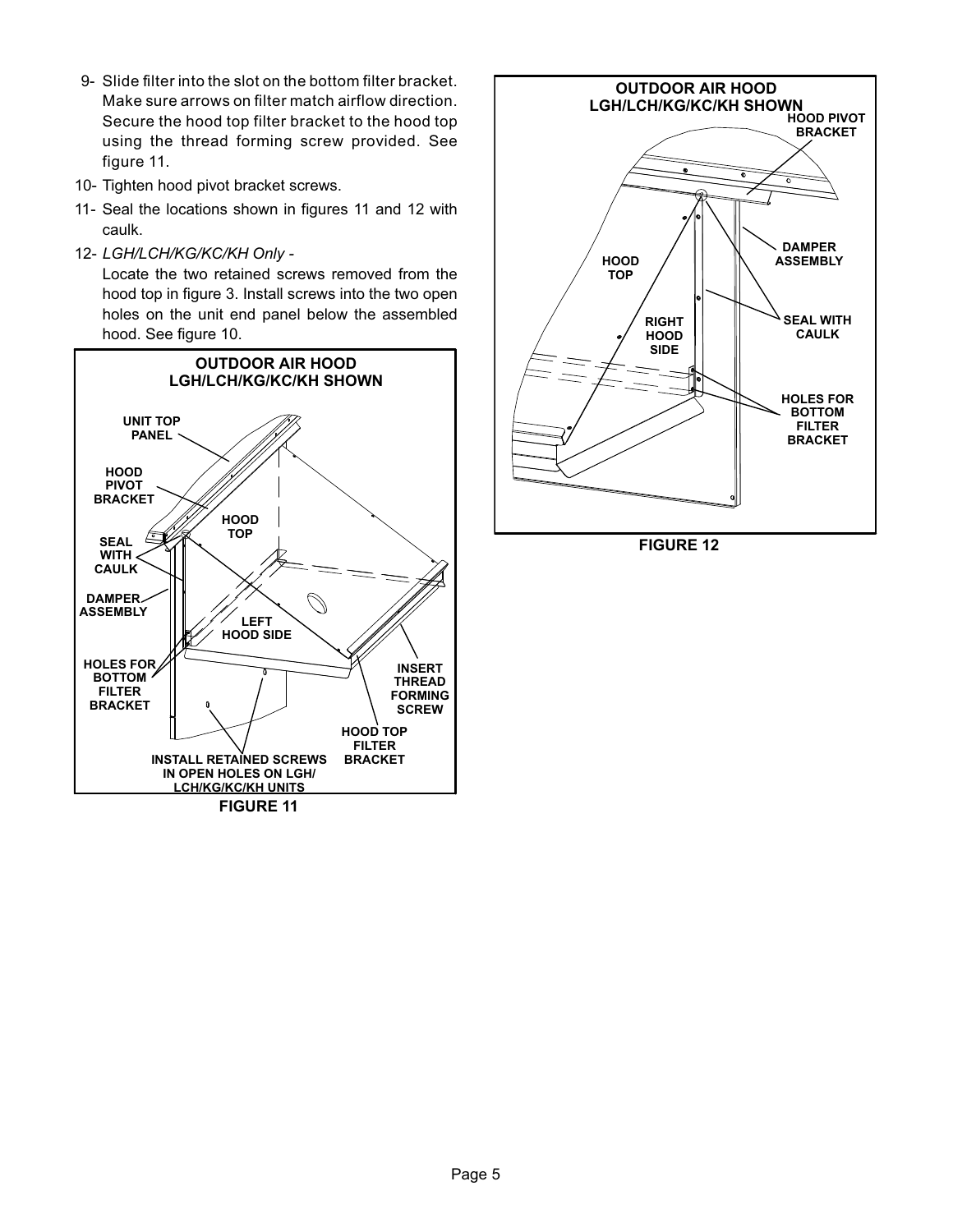9- Slide filter into the slot on the bottom filter bracket. Make sure arrows on filter match airflow direction. Secure the hood top filter bracket to the hood top using the thread forming screw provided. See figure 11.

10- Tighten hood pivot bracket screws.

11- Seal the locations shown in figures 11 and 12 with caulk.

12- *LGH/LCH/KG/KC/KH Only -*

Locate the two retained screws removed from the hood top in figure 3. Install screws into the two open holes on the unit end panel below the assembled hood. See figure 10.

**OUTDOOR AIR HOOD LGH/LCH/KG/KC/KH SHOWN**

UNIT TOP PANEL

HOOD PIVOT BRACKET

SEAL WITH CAULK

DAMPER ASSEMBLY

HOOD TOP

LEFT HOOD SIDE

HOLES FOR BOTTOM FILTER BRACKET

INSERT THREAD FORMING SCREW

HOOD TOP FILTER BRACKET

INSTALL RETAINED SCREWS IN OPEN HOLES ON LGH/ LCH/KG/KC/KH UNITS

**FIGURE 11**

**OUTDOOR AIR HOOD LGH/LCH/KG/KC/KH SHOWN**

HOOD PIVOT BRACKET

HOOD TOP

DAMPER ASSEMBLY

SEAL WITH CAULK

RIGHT HOOD SIDE

HOLES FOR BOTTOM FILTER BRACKET

**FIGURE 12**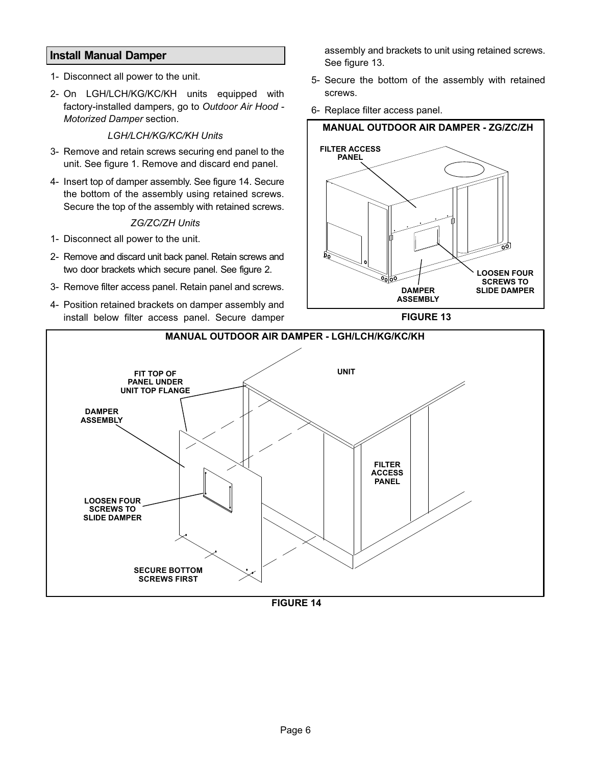## Install Manual Damper

1- Disconnect all power to the unit.

2- On LGH/LCH/KG/KC/KH units equipped with factory-installed dampers, go to *Outdoor Air Hood - Motorized Damper* section.

*LGH/LCH/KG/KC/KH Units*

3- Remove and retain screws securing end panel to the unit. See figure 1. Remove and discard end panel.

4- Insert top of damper assembly. See figure 14. Secure the bottom of the assembly using retained screws. Secure the top of the assembly with retained screws.

*ZG/ZC/ZH Units*

1- Disconnect all power to the unit.

2- Remove and discard unit back panel. Retain screws and two door brackets which secure panel. See figure 2.

3- Remove filter access panel. Retain panel and screws.

4- Position retained brackets on damper assembly and install below filter access panel. Secure damper assembly and brackets to unit using retained screws. See figure 13.

5- Secure the bottom of the assembly with retained screws.

6- Replace filter access panel.

MANUAL OUTDOOR AIR DAMPER - ZG/ZC/ZH

FILTER ACCESS PANEL

DAMPER ASSEMBLY

LOOSEN FOUR SCREWS TO SLIDE DAMPER

FIGURE 13

MANUAL OUTDOOR AIR DAMPER - LGH/LCH/KG/KC/KH

UNIT

FIT TOP OF PANEL UNDER UNIT TOP FLANGE

DAMPER ASSEMBLY

FILTER ACCESS PANEL

LOOSEN FOUR SCREWS TO SLIDE DAMPER

SECURE BOTTOM SCREWS FIRST

FIGURE 14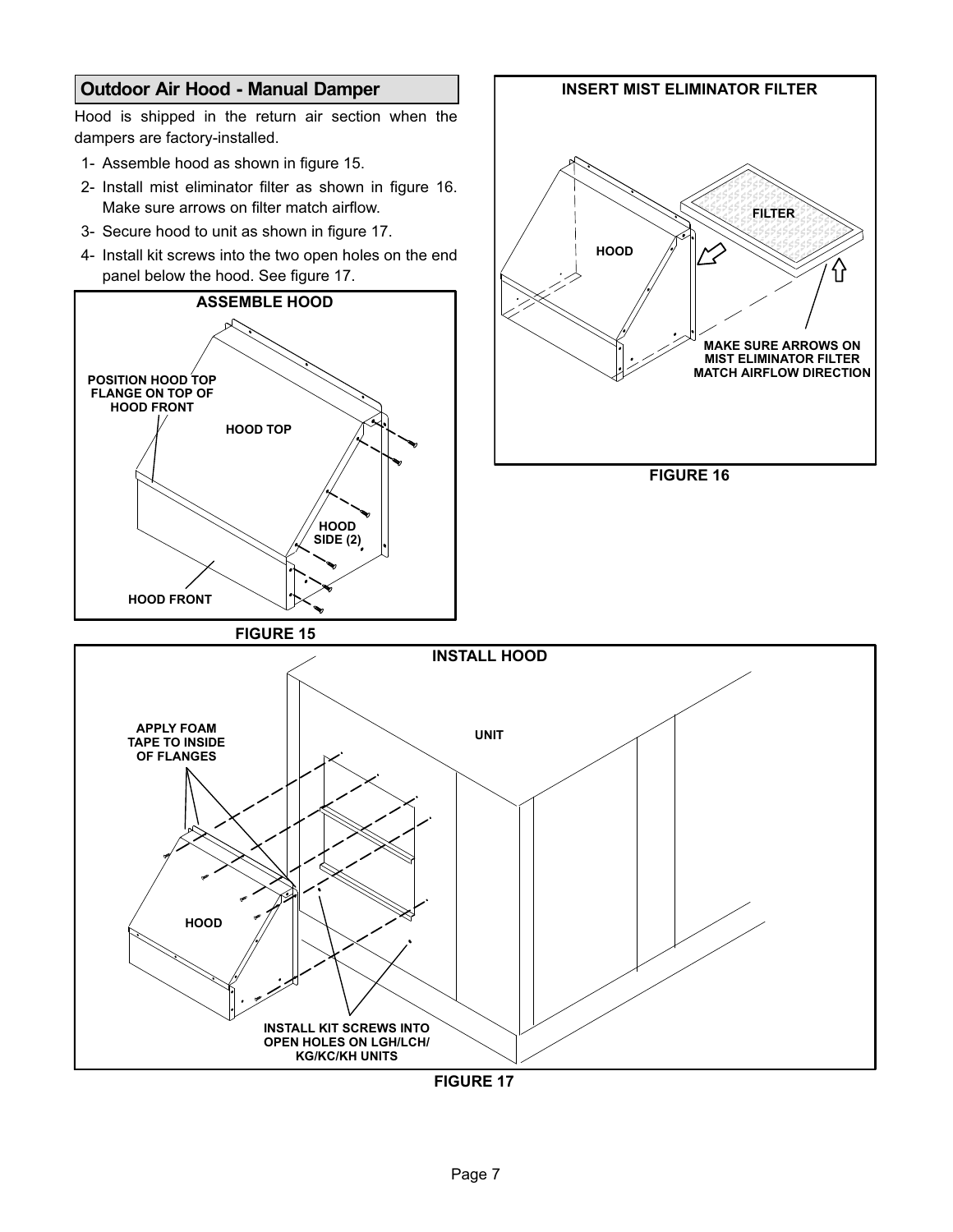## Outdoor Air Hood - Manual Damper

Hood is shipped in the return air section when the dampers are factory-installed.

1- Assemble hood as shown in figure 15.
2- Install mist eliminator filter as shown in figure 16. Make sure arrows on filter match airflow.
3- Secure hood to unit as shown in figure 17.
4- Install kit screws into the two open holes on the end panel below the hood. See figure 17.

**ASSEMBLE HOOD**

POSITION HOOD TOP FLANGE ON TOP OF HOOD FRONT

HOOD TOP

HOOD SIDE (2)

HOOD FRONT

FIGURE 15

**INSERT MIST ELIMINATOR FILTER**

FILTER

HOOD

MAKE SURE ARROWS ON MIST ELIMINATOR FILTER MATCH AIRFLOW DIRECTION

FIGURE 16

**INSTALL HOOD**

APPLY FOAM TAPE TO INSIDE OF FLANGES

UNIT

HOOD

INSTALL KIT SCREWS INTO OPEN HOLES ON LGH/LCH/ KG/KC/KH UNITS

FIGURE 17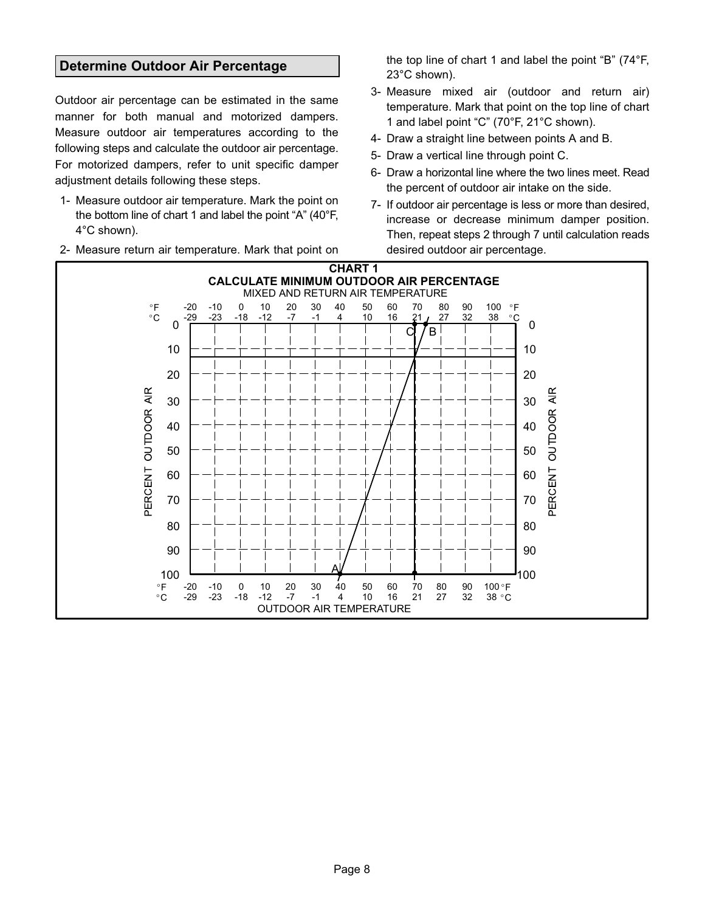## Determine Outdoor Air Percentage

Outdoor air percentage can be estimated in the same manner for both manual and motorized dampers. Measure outdoor air temperatures according to the following steps and calculate the outdoor air percentage. For motorized dampers, refer to unit specific damper adjustment details following these steps.

1- Measure outdoor air temperature. Mark the point on the bottom line of chart 1 and label the point "A" (40°F, 4°C shown).

2- Measure return air temperature. Mark that point on the top line of chart 1 and label the point "B" (74°F, 23°C shown).

3- Measure mixed air (outdoor and return air) temperature. Mark that point on the top line of chart 1 and label point "C" (70°F, 21°C shown).

4- Draw a straight line between points A and B.

5- Draw a vertical line through point C.

6- Draw a horizontal line where the two lines meet. Read the percent of outdoor air intake on the side.

7- If outdoor air percentage is less or more than desired, increase or decrease minimum damper position. Then, repeat steps 2 through 7 until calculation reads desired outdoor air percentage.

**CHART 1**
**CALCULATE MINIMUM OUTDOOR AIR PERCENTAGE**

MIXED AND RETURN AIR TEMPERATURE

°F: -20, -10, 0, 10, 20, 30, 40, 50, 60, 70, 80, 90, 100
°C: -29, -23, -18, -12, -7, -1, 4, 10, 16, 21, 27, 32, 38

PERCENT OUTDOOR AIR: 0, 10, 20, 30, 40, 50, 60, 70, 80, 90, 100

Points: C, B (top); A (bottom)

°F: -20, -10, 0, 10, 20, 30, 40, 50, 60, 70, 80, 90, 100
°C: -29, -23, -18, -12, -7, -1, 4, 10, 16, 21, 27, 32, 38

OUTDOOR AIR TEMPERATURE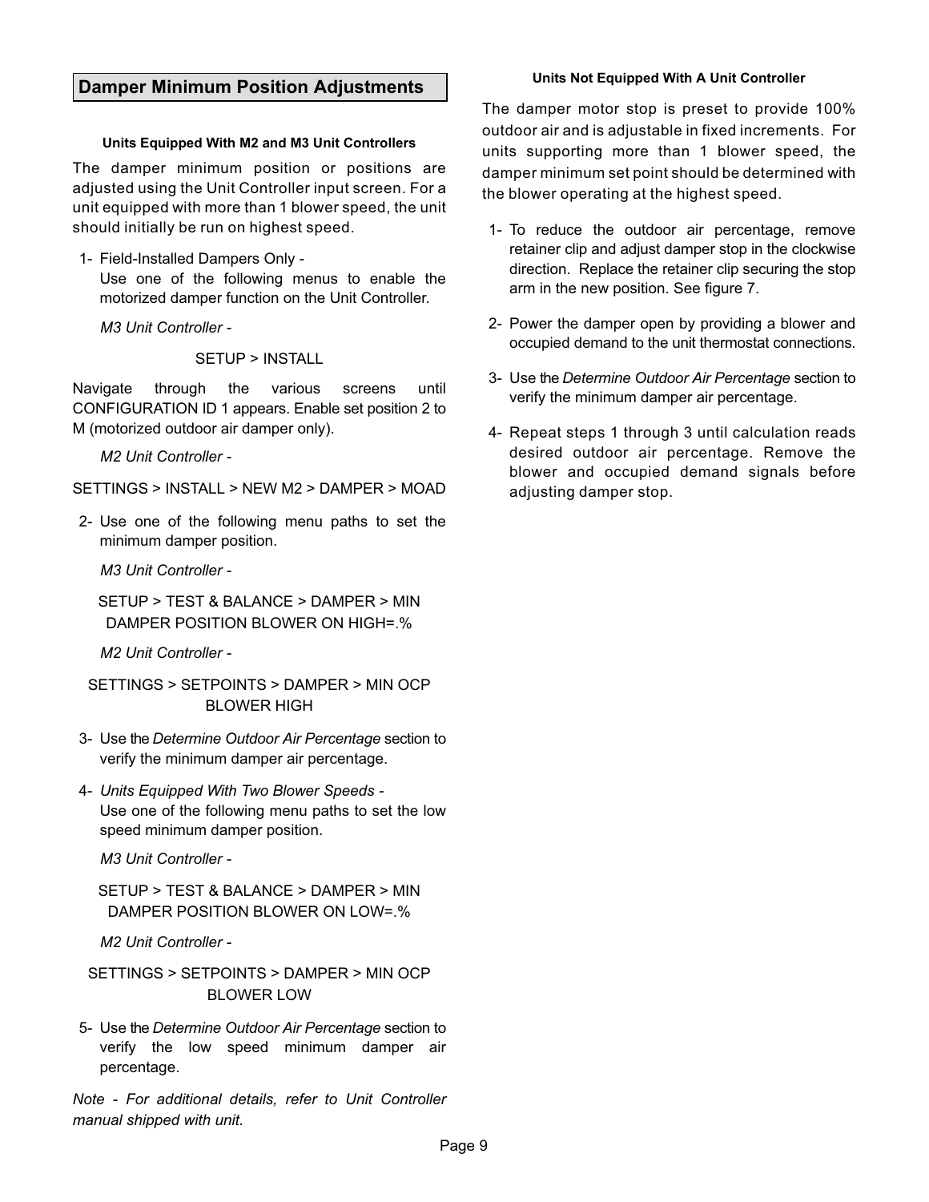## Damper Minimum Position Adjustments

### Units Equipped With M2 and M3 Unit Controllers

The damper minimum position or positions are adjusted using the Unit Controller input screen. For a unit equipped with more than 1 blower speed, the unit should initially be run on highest speed.

1- Field-Installed Dampers Only - Use one of the following menus to enable the motorized damper function on the Unit Controller.

*M3 Unit Controller -*

SETUP > INSTALL

Navigate through the various screens until CONFIGURATION ID 1 appears. Enable set position 2 to M (motorized outdoor air damper only).

*M2 Unit Controller -*

SETTINGS > INSTALL > NEW M2 > DAMPER > MOAD

2- Use one of the following menu paths to set the minimum damper position.

*M3 Unit Controller -*

SETUP > TEST & BALANCE > DAMPER > MIN DAMPER POSITION BLOWER ON HIGH=.%

*M2 Unit Controller -*

SETTINGS > SETPOINTS > DAMPER > MIN OCP BLOWER HIGH

3- Use the *Determine Outdoor Air Percentage* section to verify the minimum damper air percentage.

4- *Units Equipped With Two Blower Speeds -* Use one of the following menu paths to set the low speed minimum damper position.

*M3 Unit Controller -*

SETUP > TEST & BALANCE > DAMPER > MIN DAMPER POSITION BLOWER ON LOW=.%

*M2 Unit Controller -*

SETTINGS > SETPOINTS > DAMPER > MIN OCP BLOWER LOW

5- Use the *Determine Outdoor Air Percentage* section to verify the low speed minimum damper air percentage.

*Note - For additional details, refer to Unit Controller manual shipped with unit.*

### Units Not Equipped With A Unit Controller

The damper motor stop is preset to provide 100% outdoor air and is adjustable in fixed increments. For units supporting more than 1 blower speed, the damper minimum set point should be determined with the blower operating at the highest speed.

1- To reduce the outdoor air percentage, remove retainer clip and adjust damper stop in the clockwise direction. Replace the retainer clip securing the stop arm in the new position. See figure 7.

2- Power the damper open by providing a blower and occupied demand to the unit thermostat connections.

3- Use the *Determine Outdoor Air Percentage* section to verify the minimum damper air percentage.

4- Repeat steps 1 through 3 until calculation reads desired outdoor air percentage. Remove the blower and occupied demand signals before adjusting damper stop.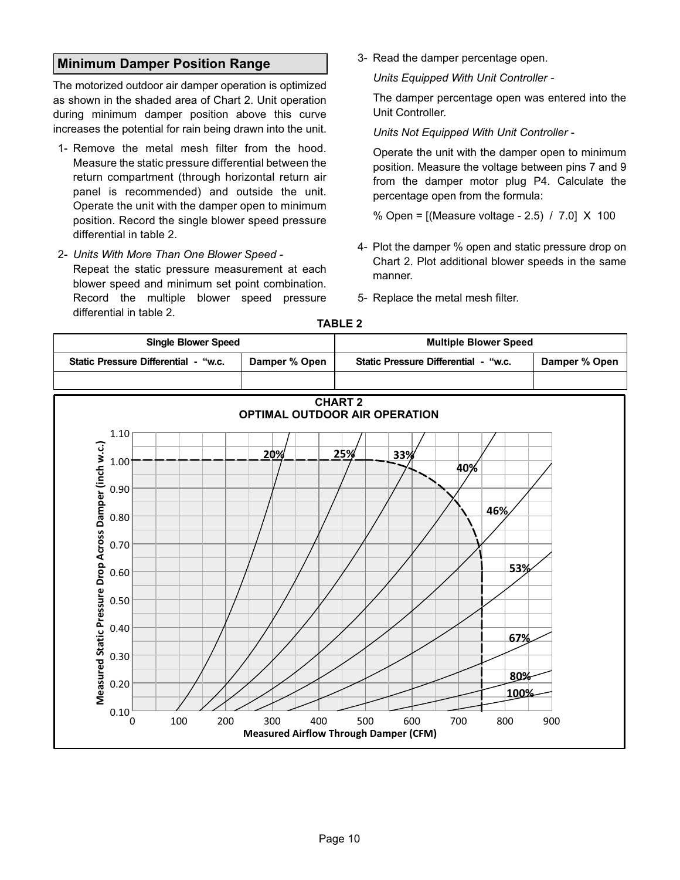## Minimum Damper Position Range

The motorized outdoor air damper operation is optimized as shown in the shaded area of Chart 2. Unit operation during minimum damper position above this curve increases the potential for rain being drawn into the unit.

1- Remove the metal mesh filter from the hood. Measure the static pressure differential between the return compartment (through horizontal return air panel is recommended) and outside the unit. Operate the unit with the damper open to minimum position. Record the single blower speed pressure differential in table 2.

2- *Units With More Than One Blower Speed -*
Repeat the static pressure measurement at each blower speed and minimum set point combination. Record the multiple blower speed pressure differential in table 2.

3- Read the damper percentage open.

*Units Equipped With Unit Controller -*

The damper percentage open was entered into the Unit Controller.

*Units Not Equipped With Unit Controller -*

Operate the unit with the damper open to minimum position. Measure the voltage between pins 7 and 9 from the damper motor plug P4. Calculate the percentage open from the formula:

% Open = [(Measure voltage - 2.5) / 7.0] X 100

4- Plot the damper % open and static pressure drop on Chart 2. Plot additional blower speeds in the same manner.

5- Replace the metal mesh filter.

**TABLE 2**

| Single Blower Speed | | Multiple Blower Speed | |
|---|---|---|---|
| Static Pressure Differential - "w.c. | Damper % Open | Static Pressure Differential - "w.c. | Damper % Open |
| | | | |

**CHART 2**
**OPTIMAL OUTDOOR AIR OPERATION**

Measured Static Pressure Drop Across Damper (inch w.c.)

1.10
1.00
0.90
0.80
0.70
0.60
0.50
0.40
0.30
0.20
0.10

0 100 200 300 400 500 600 700 800 900

Measured Airflow Through Damper (CFM)

20%
25%
33%
40%
46%
53%
67%
80%
100%